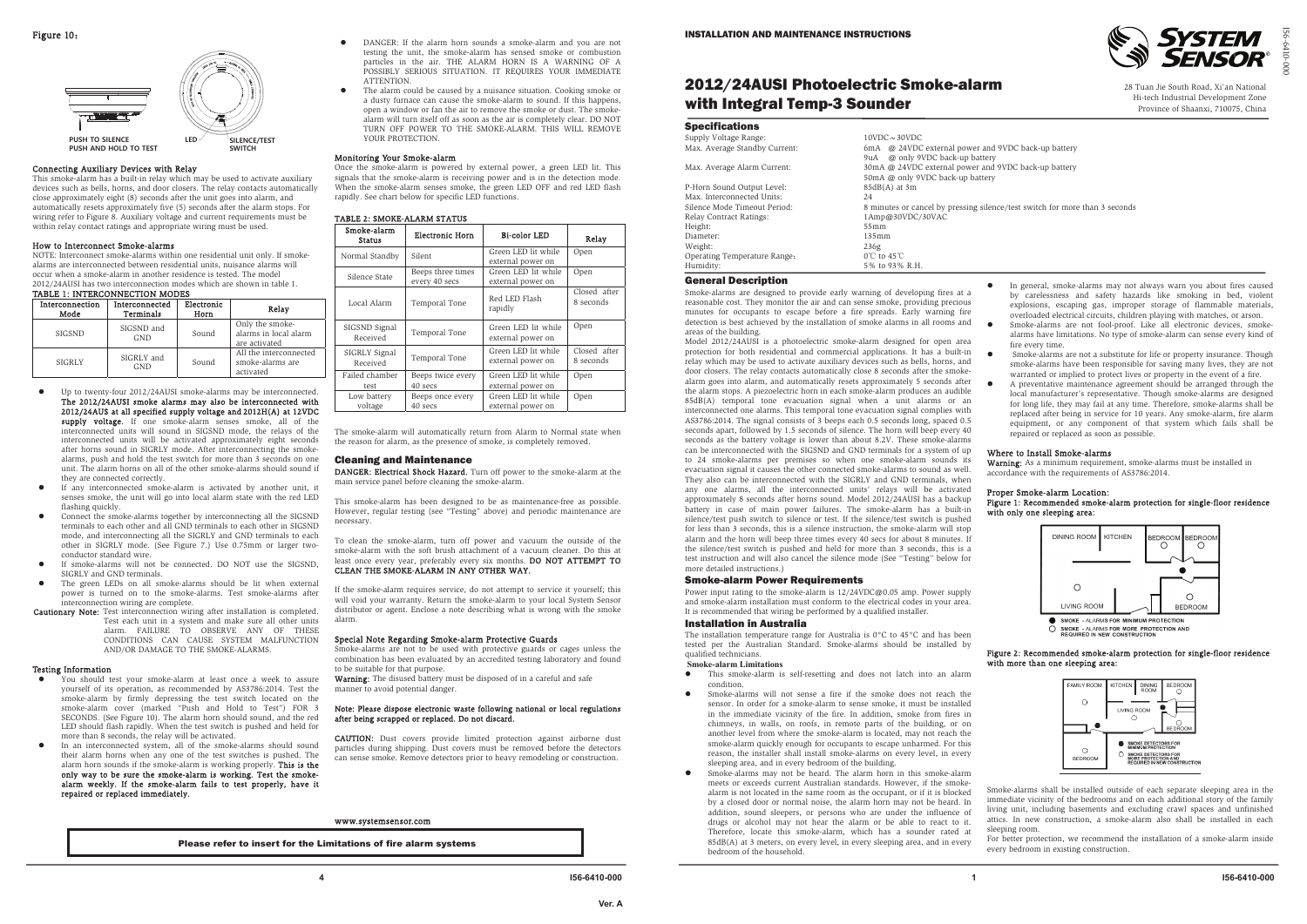# 2012/24AUSI Photoelectric Smoke-alarm with Integral Temp-3 Sounder

INSTALLATION AND MAINTENANCE INSTRUCTIONS

28 Tuan Jie South Road, Xi'an National Hi-tech Industrial Development Zone Province of Shaanxi, 710075, China

## Specifications

| | |
|---|---|
| Supply Voltage Range: | 10VDC～30VDC |
| Max. Average Standby Current: | 6mA @ 24VDC external power and 9VDC back-up battery<br>9uA @ only 9VDC back-up battery |
| Max. Average Alarm Current: | 30mA @ 24VDC external power and 9VDC back-up battery<br>50mA @ only 9VDC back-up battery |
| P-Horn Sound Output Level: | 85dB(A) at 3m |
| Max. Interconnected Units: | 24 |
| Silence Mode Timeout Period: | 8 minutes or cancel by pressing silence/test switch for more than 3 seconds |
| Relay Contract Ratings: | 1Amp@30VDC/30VAC |
| Height: | 55mm |
| Diameter: | 135mm |
| Weight: | 236g |
| Operating Temperature Range: | 0℃ to 45℃ |
| Humidity: | 5% to 93% R.H. |

## General Description

Smoke-alarms are designed to provide early warning of developing fires at a reasonable cost. They monitor the air and can sense smoke, providing precious minutes for occupants to escape before a fire spreads. Early warning fire detection is best achieved by the installation of smoke alarms in all rooms and areas of the building.

Model 2012/24AUSI is a photoelectric smoke-alarm designed for open area protection for both residential and commercial applications. It has a built-in relay which may be used to activate auxiliary devices such as bells, horns, and door closers. The relay contacts automatically close 8 seconds after the smoke-alarm goes into alarm, and automatically resets approximately 5 seconds after the alarm stops. A piezoelectric horn in each smoke-alarm produces an audible 85dB(A) temporal tone evacuation signal when a unit alarms or an interconnected one alarms. This temporal tone evacuation signal complies with AS3786:2014. The signal consists of 3 beeps each 0.5 seconds long, spaced 0.5 seconds apart, followed by 1.5 seconds of silence. The horn will beep every 40 seconds as the battery voltage is lower than about 8.2V. These smoke-alarms can be interconnected with the SIGSND and GND terminals for a system of up to 24 smoke-alarms per premises so when one smoke-alarm sounds its evacuation signal it causes the other connected smoke-alarms to sound as well. They also can be interconnected with the SIGRLY and GND terminals, when any one alarms, all the interconnected units' relays will be activated approximately 8 seconds after horns sound. Model 2012/24AUSI has a backup battery in case of main power failures. The smoke-alarm has a built-in silence/test push switch to silence or test. If the silence/test switch is pushed for less than 3 seconds, this is a silence instruction, the smoke-alarm will stop alarm and the horn will beep three times every 40 secs for about 8 minutes. If the silence/test switch is pushed and held for more than 3 seconds, this is a test instruction and will also cancel the silence mode (See "Testing" below for more detailed instructions.)

## Smoke-alarm Power Requirements

Power input rating to the smoke-alarm is 12/24VDC@0.05 amp. Power supply and smoke-alarm installation must conform to the electrical codes in your area. It is recommended that wiring be performed by a qualified installer.

## Installation in Australia

The installation temperature range for Australia is 0°C to 45°C and has been tested per the Australian Standard. Smoke-alarms should be installed by qualified technicians.

**Smoke-alarm Limitations**

- This smoke-alarm is self-resetting and does not latch into an alarm condition.
- Smoke-alarms will not sense a fire if the smoke does not reach the sensor. In order for a smoke-alarm to sense smoke, it must be installed in the immediate vicinity of the fire. In addition, smoke from fires in chimneys, in walls, on roofs, in remote parts of the building, or on another level from where the smoke-alarm is located, may not reach the smoke-alarm quickly enough for occupants to escape unharmed. For this reason, the installer shall install smoke-alarms on every level, in every sleeping area, and in every bedroom of the building.
- Smoke-alarms may not be heard. The alarm horn in this smoke-alarm meets or exceeds current Australian standards. However, if the smoke-alarm is not located in the same room as the occupant, or if it is blocked by a closed door or normal noise, the alarm horn may not be heard. In addition, sound sleepers, or persons who are under the influence of drugs or alcohol may not hear the alarm or be able to react to it. Therefore, locate this smoke-alarm, which has a sounder rated at 85dB(A) at 3 meters, on every level, in every sleeping area, and in every bedroom of the household.
- In general, smoke-alarms may not always warn you about fires caused by carelessness and safety hazards like smoking in bed, violent explosions, escaping gas, improper storage of flammable materials, overloaded electrical circuits, children playing with matches, or arson.
- Smoke-alarms are not fool-proof. Like all electronic devices, smoke-alarms have limitations. No type of smoke-alarm can sense every kind of fire every time.
- Smoke-alarms are not a substitute for life or property insurance. Though smoke-alarms have been responsible for saving many lives, they are not warranted or implied to protect lives or property in the event of a fire.
- A preventative maintenance agreement should be arranged through the local manufacturer's representative. Though smoke-alarms are designed for long life, they may fail at any time. Therefore, smoke-alarms shall be replaced after being in service for 10 years. Any smoke-alarm, fire alarm equipment, or any component of that system which fails shall be repaired or replaced as soon as possible.

### Where to Install Smoke-alarms

**Warning:** As a minimum requirement, smoke-alarms must be installed in accordance with the requirements of AS3786:2014.

### Proper Smoke-alarm Location:

**Figure 1: Recommended smoke-alarm protection for single-floor residence with only one sleeping area:**

DINING ROOM | KITCHEN | BEDROOM | BEDROOM | LIVING ROOM | BEDROOM

● SMOKE - ALARMS FOR MINIMUM PROTECTION
○ SMOKE - ALARMS FOR MORE PROTECTION AND REQUIRED IN NEW CONSTRUCTION

**Figure 2: Recommended smoke-alarm protection for single-floor residence with more than one sleeping area:**

FAMILY ROOM | KITCHEN | DINING ROOM | BEDROOM | LIVING ROOM | BEDROOM | BEDROOM

● SMOKE DETECTORS FOR MINIMUM PROTECTION
○ SMOKE DETECTORS FOR MORE PROTECTION AND REQUIRED IN NEW CONSTRUCTION

Smoke-alarms shall be installed outside of each separate sleeping area in the immediate vicinity of the bedrooms and on each additional story of the family living unit, including basements and excluding crawl spaces and unfinished attics. In new construction, a smoke-alarm also shall be installed in each sleeping room.

For better protection, we recommend the installation of a smoke-alarm inside every bedroom in existing construction.

---

### Figure 10:

PUSH TO SILENCE
PUSH AND HOLD TO TEST
LED
SILENCE/TEST SWITCH

### Connecting Auxiliary Devices with Relay

This smoke-alarm has a built-in relay which may be used to activate auxiliary devices such as bells, horns, and door closers. The relay contacts automatically close approximately eight (8) seconds after the unit goes into alarm, and automatically resets approximately five (5) seconds after the alarm stops. For wiring refer to Figure 8. Auxiliary voltage and current requirements must be within relay contact ratings and appropriate wiring must be used.

### How to Interconnect Smoke-alarms

NOTE: Interconnect smoke-alarms within one residential unit only. If smoke-alarms are interconnected between residential units, nuisance alarms will occur when a smoke-alarm in another residence is tested. The model 2012/24AUSI has two interconnection modes which are shown in table 1.

**TABLE 1: INTERCONNECTION MODES**

| Interconnection Mode | Interconnected Terminals | Electronic Horn | Relay |
|---|---|---|---|
| SIGSND | SIGSND and GND | Sound | Only the smoke-alarms in local alarm are activated |
| SIGRLY | SIGRLY and GND | Sound | All the interconnected smoke-alarms are activated |

- Up to twenty-four 2012/24AUSI smoke-alarms may be interconnected. **The 2012/24AUSI smoke alarms may also be interconnected with 2012/24AUS at all specified supply voltage and 2012H(A) at 12VDC supply voltage.** If one smoke-alarm senses smoke, all of the interconnected units will sound in SIGSND mode, the relays of the interconnected units will be activated approximately eight seconds after horns sound in SIGRLY mode. After interconnecting the smoke-alarms, push and hold the test switch for more than 3 seconds on one unit. The alarm horns on all of the other smoke-alarms should sound if they are connected correctly.
- If any interconnected smoke-alarm is activated by another unit, it senses smoke, the unit will go into local alarm state with the red LED flashing quickly.
- Connect the smoke-alarms together by interconnecting all the SIGSND terminals to each other and all GND terminals to each other in SIGSND mode, and interconnecting all the SIGRLY and GND terminals to each other in SIGRLY mode. (See Figure 7.) Use 0.75mm or larger two-conductor standard wire.
- If smoke-alarms will not be connected. DO NOT use the SIGSND, SIGRLY and GND terminals.
- The green LEDs on all smoke-alarms should be lit when external power is turned on to the smoke-alarms. Test smoke-alarms after interconnection wiring are complete.

**Cautionary Note:** Test interconnection wiring after installation is completed. Test each unit in a system and make sure all other units alarm. FAILURE TO OBSERVE ANY OF THESE CONDITIONS CAN CAUSE SYSTEM MALFUNCTION AND/OR DAMAGE TO THE SMOKE-ALARMS.

### Testing Information

- You should test your smoke-alarm at least once a week to assure yourself of its operation, as recommended by AS3786:2014. Test the smoke-alarm by firmly depressing the test switch located on the smoke-alarm cover (marked "Push and Hold to Test") FOR 3 SECONDS. (See Figure 10). The alarm horn should sound, and the red LED should flash rapidly. When the test switch is pushed and held for more than 8 seconds, the relay will be activated.
- In an interconnected system, all of the smoke-alarms should sound their alarm horns when any one of the test switches is pushed. The alarm horn sounds if the smoke-alarm is working properly. **This is the only way to be sure the smoke-alarm is working. Test the smoke-alarm weekly. If the smoke-alarm fails to test properly, have it repaired or replaced immediately.**
- DANGER: If the alarm horn sounds a smoke-alarm and you are not testing the unit, the smoke-alarm has sensed smoke or combustion particles in the air. THE ALARM HORN IS A WARNING OF A POSSIBLY SERIOUS SITUATION. IT REQUIRES YOUR IMMEDIATE ATTENTION.
- The alarm could be caused by a nuisance situation. Cooking smoke or a dusty furnace can cause the smoke-alarm to sound. If this happens, open a window or fan the air to remove the smoke or dust. The smoke-alarm will turn itself off as soon as the air is completely clear. DO NOT TURN OFF POWER TO THE SMOKE-ALARM. THIS WILL REMOVE YOUR PROTECTION.

### Monitoring Your Smoke-alarm

Once the smoke-alarm is powered by external power, a green LED lit. This signals that the smoke-alarm is receiving power and is in the detection mode. When the smoke-alarm senses smoke, the green LED OFF and red LED flash rapidly. See chart below for specific LED functions.

**TABLE 2: SMOKE-ALARM STATUS**

| Smoke-alarm Status | Electronic Horn | Bi-color LED | Relay |
|---|---|---|---|
| Normal Standby | Silent | Green LED lit while external power on | Open |
| Silence State | Beeps three times every 40 secs | Green LED lit while external power on | Open |
| Local Alarm | Temporal Tone | Red LED Flash rapidly | Closed after 8 seconds |
| SIGSND Signal Received | Temporal Tone | Green LED lit while external power on | Open |
| SIGRLY Signal Received | Temporal Tone | Green LED lit while external power on | Closed after 8 seconds |
| Failed chamber test | Beeps twice every 40 secs | Green LED lit while external power on | Open |
| Low battery voltage | Beeps once every 40 secs | Green LED lit while external power on | Open |

The smoke-alarm will automatically return from Alarm to Normal state when the reason for alarm, as the presence of smoke, is completely removed.

## Cleaning and Maintenance

**DANGER: Electrical Shock Hazard.** Turn off power to the smoke-alarm at the main service panel before cleaning the smoke-alarm.

This smoke-alarm has been designed to be as maintenance-free as possible. However, regular testing (see "Testing" above) and periodic maintenance are necessary.

To clean the smoke-alarm, turn off power and vacuum the outside of the smoke-alarm with the soft brush attachment of a vacuum cleaner. Do this at least once every year, preferably every six months. **DO NOT ATTEMPT TO CLEAN THE SMOKE-ALARM IN ANY OTHER WAY.**

If the smoke-alarm requires service, do not attempt to service it yourself; this will void your warranty. Return the smoke-alarm to your local System Sensor distributor or agent. Enclose a note describing what is wrong with the smoke alarm.

### Special Note Regarding Smoke-alarm Protective Guards

Smoke-alarms are not to be used with protective guards or cages unless the combination has been evaluated by an accredited testing laboratory and found to be suitable for that purpose.

**Warning:** The disused battery must be disposed of in a careful and safe manner to avoid potential danger.

**Note: Please dispose electronic waste following national or local regulations after being scrapped or replaced. Do not discard.**

**CAUTION:** Dust covers provide limited protection against airborne dust particles during shipping. Dust covers must be removed before the detectors can sense smoke. Remove detectors prior to heavy remodeling or construction.

www.systemsensor.com

**Please refer to insert for the Limitations of fire alarm systems**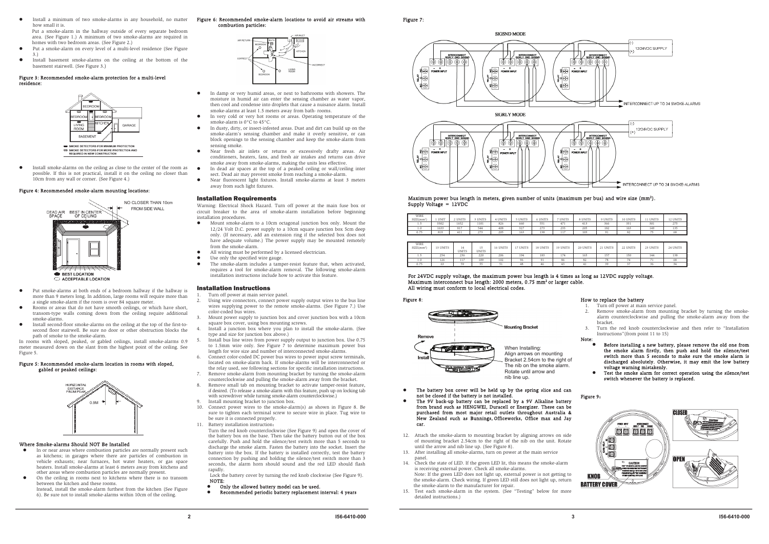- Install a minimum of two smoke-alarms in any household, no matter how small it is.

  Put a smoke-alarm in the hallway outside of every separate bedroom area. (See Figure 1.) A minimum of two smoke-alarms are required in homes with two bedroom areas. (See Figure 2.)
- Put a smoke-alarm on every level of a multi-level residence (See Figure 3.)
- Install basement smoke-alarms on the ceiling at the bottom of the basement stairwell. (See Figure 3.)

**Figure 3: Recommended smoke-alarm protection for a multi-level residence:**

BEDROOM
BEDROOM
BEDROOM
LIVING ROOM
KITCHEN
GARAGE
BASEMENT
SMOKE DETECTORS FOR MINIMUM PROTECTION
SMOKE DETECTORS FOR MORE PROTECTION AND REQUIRED IN NEW CONSTRUCTION

- Install smoke-alarms on the ceiling as close to the center of the room as possible. If this is not practical, install it on the ceiling no closer than 10cm from any wall or corner. (See Figure 4.)

**Figure 4: Recommended smoke-alarm mounting locations:**

NO CLOSER THAN 10cm FROM SIDE WALL
DEAD AIR SPACE
BEST IN CENTER OF CEILING
BEST LOCATION
ACCEPTABLE LOCATION

- Put smoke-alarms at both ends of a bedroom hallway if the hallway is more than 9 meters long. In addition, large rooms will require more than a single smoke-alarm if the room is over 84 square meter.
- Rooms or areas that do not have smooth ceilings, or which have short, transom-type walls coming down from the ceiling require additional smoke-alarms.
- Install second-floor smoke-alarms on the ceiling at the top of the first-to-second floor stairwell. Be sure no door or other obstruction blocks the path of smoke to the smoke-alarm.

In rooms with sloped, peaked, or gabled ceilings, install smoke-alarms 0.9 meter measured down on the slant from the highest point of the ceiling. See Figure 5.

**Figure 5: Recommended smoke-alarm location in rooms with sloped, gabled or peaked ceilings:**

HORIZONTAL DISTANCE FROM PEAK
0.9M

### Where Smoke-alarms Should NOT Be Installed

- In or near areas where combustion particles are normally present such as kitchens; in garages where there are particles of combustion in vehicle exhausts; near furnaces, hot water heaters, or gas space heaters. Install smoke-alarms at least 6 meters away from kitchens and other areas where combustion particles are normally present.
- On the ceiling in rooms next to kitchens where there is no transom between the kitchen and these rooms.

  Instead, install the smoke-alarm furthest from the kitchen (See Figure 6). Be sure not to install smoke-alarms within 10cm of the ceiling.

**Figure 6: Recommended smoke-alarm locations to avoid air streams with combustion particles:**

AIR RETURN
BATH
AIR INLET
STOVE
BEDROOM
KITCHEN
CORRECT
INCORRECT
LIVING ROOM
BEDROOM

- In damp or very humid areas, or next to bathrooms with showers. The moisture in humid air can enter the sensing chamber as water vapor, then cool and condense into droplets that cause a nuisance alarm. Install smoke-alarms at least 1.5 meters away from bath- rooms.
- In very cold or very hot rooms or areas. Operating temperature of the smoke-alarm is 0°C to 45°C.
- In dusty, dirty, or insect-infested areas. Dust and dirt can build up on the smoke-alarm's sensing chamber and make it overly sensitive, or can block openings to the sensing chamber and keep the smoke-alarm from sensing smoke.
- Near fresh air inlets or returns or excessively drafty areas. Air conditioners, heaters, fans, and fresh air intakes and returns can drive smoke away from smoke-alarms, making the units less effective.
- In dead air spaces at the top of a peaked ceiling or wall/ceiling inter sect. Dead air may prevent smoke from reaching a smoke-alarm.
- Near fluorescent light fixtures. Install smoke-alarms at least 3 meters away from such light fixtures.

## Installation Requirements

Warning: Electrical Shock Hazard. Turn off power at the main fuse box or circuit breaker to the area of smoke-alarm installation before beginning installation procedures.

- Mount smoke-alarm to a 10cm octagonal junction box only. Mount the 12/24 Volt D.C. power supply to a 10cm square junction box 5cm deep only. (If necessary, add an extension ring if the selected box does not have adequate volume.) The power supply may be mounted remotely from the smoke-alarm.
- All wiring must be performed by a licensed electrician.
- Use only the specified wire gauge.
- The smoke-alarm includes a tamper-resist feature that, when activated, requires a tool for smoke-alarm removal. The following smoke-alarm installation instructions include how to activate this feature.

## Installation Instructions

1. Turn off power at main service panel.
2. Using wire connectors, connect power supply output wires to the bus line wires supplying power to the remote smoke-alarms. (See Figure 7.) Use color-coded bus wires.
3. Mount power supply to junction box and cover junction box with a 10cm square box cover, using box mounting screws.
4. Install a junction box where you plan to install the smoke-alarm. (See type and size for junction box above.)
5. Install bus line wires from power supply output to junction box. Use 0.75 to 1.5mm wire only. See Figure 7 to determine maximum power bus length for wire size and number of interconnected smoke-alarms.
6. Connect color-coded DC power bus wires to power input screw terminals, located on smoke-alarm back. If smoke-alarms will be interconnected or the relay used, see following sections for specific installation instructions.
7. Remove smoke-alarm from mounting bracket by turning the smoke-alarm counterclockwise and pulling the smoke-alarm away from the bracket.
8. Remove small tab on mounting bracket to activate tamper-resist feature, if desired. (To release a smoke-alarm with this feature, push up on locking tab with screwdriver while turning smoke-alarm counterclockwise.)
9. Install mounting bracket to junction box.
10. Connect power wires to the smoke-alarm(s) as shown in Figure 8. Be sure to tighten each terminal screw to secure wire in place. Tug wire to be sure it is connected properly.
11. Battery installation instruction:

    Turn the red knob counterclockwise (See Figure 9) and open the cover of the battery box on the base. Then take the battery button out of the box carefully. Push and hold the silence/test switch more than 5 seconds to discharge the smoke alarm. Fasten the battery into the socket. Insert the battery into the box. If the battery is installed correctly, test the battery connection by pushing and holding the silence/test switch more than 3 seconds, the alarm horn should sound and the red LED should flash rapidly.

    Lock the battery cover by turning the red knob clockwise (See Figure 9).

    **NOTE:**
    - **Only the allowed battery model can be used.**
    - **Recommended periodic battery replacement interval: 4 years**

**Figure 7:**

SIGSND MODE
SIGRLY MODE
INTERCONNECT SIGRLY GND SIGSND
POWER INPUT
RELAY NC C NO
(-) (+) 12/24VDC SUPPLY
INTERCONNECT UP TO 24 SMOKE-ALARMS

**Maximum power bus length in meters, given number of units (maximum per bus) and wire size (mm²). Supply Voltage = 12VDC**

| WIRE SIZE(mm²) | 1 UNIT | 2 UNITS | 3 UNITS | 4 UNITS | 5 UNITS | 6 UNITS | 7 UNITS | 8 UNITS | 9 UNITS | 10 UNITS | 11 UNITS | 12 UNITS |
|---|---|---|---|---|---|---|---|---|---|---|---|---|
| 1.5 | 3302 | 1652 | 1101 | 826 | 660 | 551 | 471 | 413 | 366 | 331 | 301 | 275 |
| 1.0 | 1633 | 817 | 544 | 408 | 327 | 273 | 233 | 205 | 182 | 163 | 149 | 135 |
| 0.75 | 819 | 411 | 273 | 205 | 163 | 138 | 117 | 103 | 91 | 82 | 75 | 68 |

| WIRE SIZE(mm²) | 13 UNITS | 14 UNITS | 15 UNITS | 16 UNITS | 17 UNITS | 18 UNITS | 19 UNITS | 20 UNITS | 21 UNITS | 22 UNITS | 23 UNITS | 24 UNITS |
|---|---|---|---|---|---|---|---|---|---|---|---|---|
| 1.5 | 254 | 236 | 220 | 206 | 194 | 183 | 174 | 165 | 157 | 150 | 144 | 138 |
| 1.0 | 126 | 117 | 109 | 102 | 96 | 91 | 86 | 82 | 78 | 74 | 71 | 68 |
| 0.75 | 63 | 59 | 55 | 51 | 48 | 46 | 43 | 41 | 39 | 37 | 36 | 34 |

**For 24VDC supply voltage, the maximum power bus length is 4 times as long as 12VDC supply voltage.**
**Maximum interconnect bus length: 2000 meters, 0.75 mm² or larger cable.**
**All wiring must conform to local electrical codes.**

**Figure 8:**

Mounting Bracket
Remove
Install
When Installing:
Align arrows on mounting Bracket 2.54cm to the right of The nib on the smoke alarm. Rotate until arrow and nib line up.

- **The battery box cover will be held up by the spring slice and can not be closed if the battery is not installed.**
- **The 9V back-up battery can be replaced by a 9V Alkaline battery from brand such as HENGWEI, Duracell or Energizer. These can be purchased from most major retail outlets throughout Australia & New Zealand such as Bunnings, Officeworks, Office max and Jay car.**

12. Attach the smoke-alarm to mounting bracket by aligning arrows on side of mounting bracket 2.54cm to the right of the nib on the unit. Rotate until the arrow and nib line up. (See Figure 8).
13. After installing all smoke-alarms, turn on power at the main service panel.
14. Check the state of LED. If the green LED lit, this means the smoke-alarm is receiving external power. Check all smoke-alarms.

    Note: If the green LED does not light up, external power is not getting to the smoke-alarm. Check wiring. If green LED still does not light up, return the smoke-alarm to the manufacturer for repair.
15. Test each smoke-alarm in the system. (See "Testing" below for more detailed instructions.)

### How to replace the battery

1. Turn off power at main service panel.
2. Remove smoke-alarm from mounting bracket by turning the smoke-alarm counterclockwise and pulling the smoke-alarm away from the bracket.
3. Turn the red knob counterclockwise and then refer to "Installation Instructions"(from point 11 to 15)

**Note:**

- **Before installing a new battery, please remove the old one from the smoke alarm firstly, then push and hold the silence/test switch more than 5 seconds to make sure the smoke alarm is discharged absolutely. Otherwise, it may emit the low battery voltage warning mistakenly.**
- **Test the smoke alarm for correct operation using the silence/test switch whenever the battery is replaced.**

**Figure 9:**

CLOSED
OPEN
KNOB
BATTERY COVER